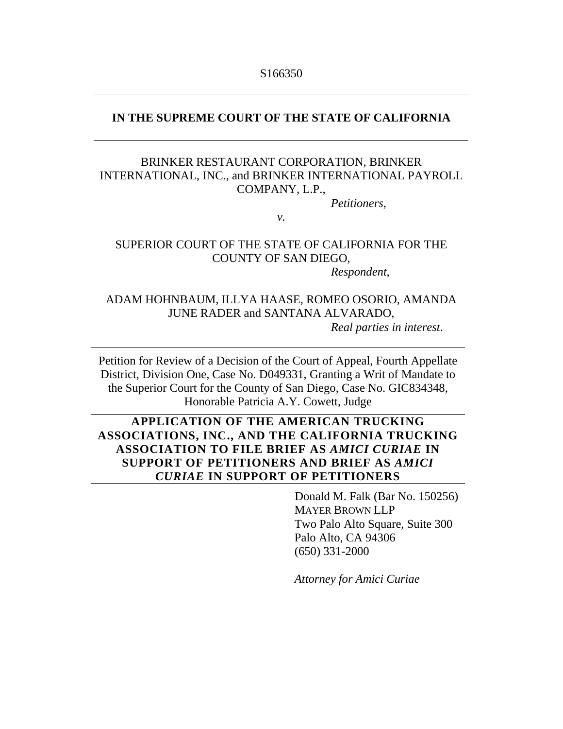S166350

---

**IN THE SUPREME COURT OF THE STATE OF CALIFORNIA**

---

BRINKER RESTAURANT CORPORATION, BRINKER INTERNATIONAL, INC., and BRINKER INTERNATIONAL PAYROLL COMPANY, L.P.,

*Petitioners*,

*v.*

SUPERIOR COURT OF THE STATE OF CALIFORNIA FOR THE COUNTY OF SAN DIEGO,

*Respondent*,

ADAM HOHNBAUM, ILLYA HAASE, ROMEO OSORIO, AMANDA JUNE RADER and SANTANA ALVARADO,

*Real parties in interest*.

---

Petition for Review of a Decision of the Court of Appeal, Fourth Appellate District, Division One, Case No. D049331, Granting a Writ of Mandate to the Superior Court for the County of San Diego, Case No. GIC834348, Honorable Patricia A.Y. Cowett, Judge

---

**APPLICATION OF THE AMERICAN TRUCKING ASSOCIATIONS, INC., AND THE CALIFORNIA TRUCKING ASSOCIATION TO FILE BRIEF AS *AMICI CURIAE* IN SUPPORT OF PETITIONERS AND BRIEF AS *AMICI CURIAE* IN SUPPORT OF PETITIONERS**

---

Donald M. Falk (Bar No. 150256)
MAYER BROWN LLP
Two Palo Alto Square, Suite 300
Palo Alto, CA 94306
(650) 331-2000

*Attorney for Amici Curiae*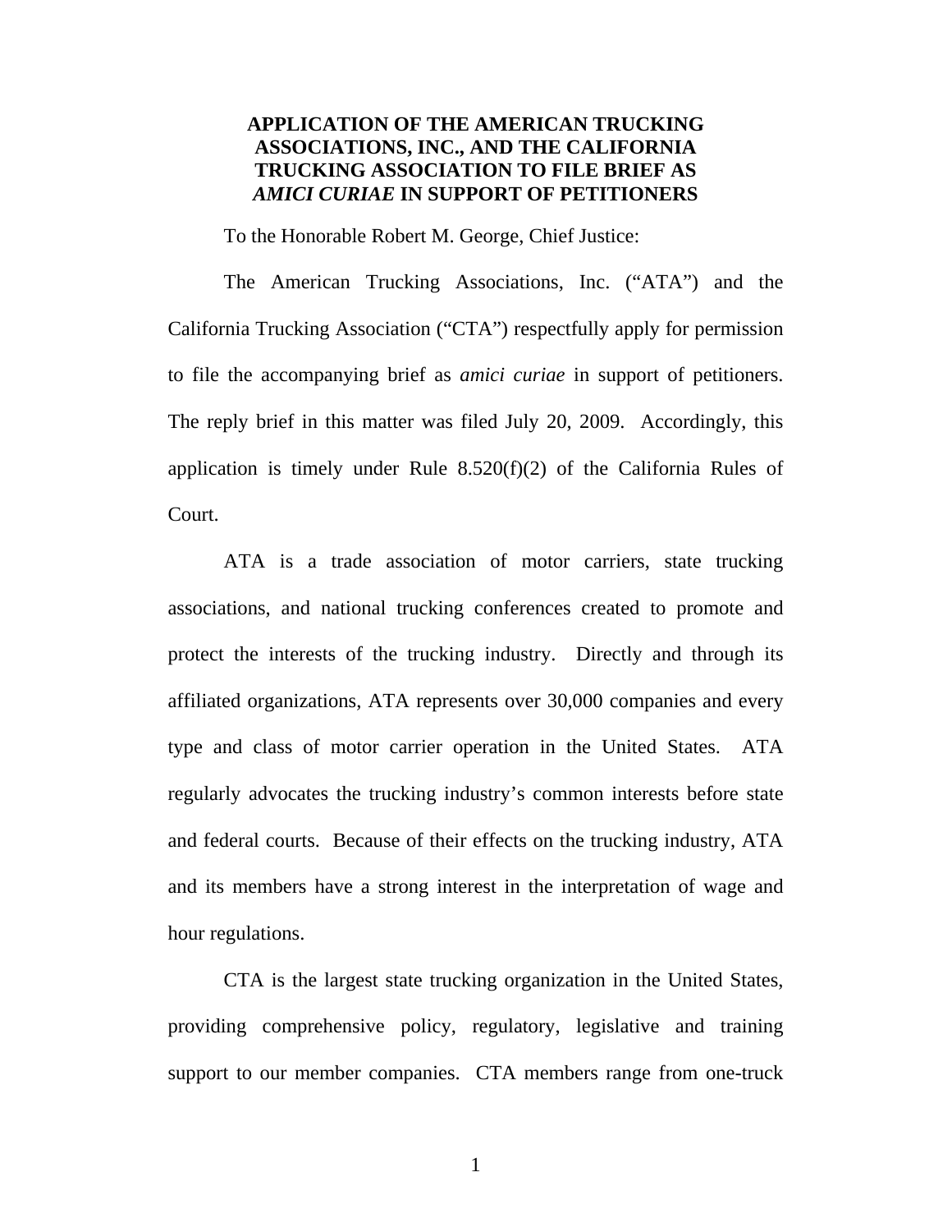## APPLICATION OF THE AMERICAN TRUCKING ASSOCIATIONS, INC., AND THE CALIFORNIA TRUCKING ASSOCIATION TO FILE BRIEF AS *AMICI CURIAE* IN SUPPORT OF PETITIONERS

To the Honorable Robert M. George, Chief Justice:

The American Trucking Associations, Inc. ("ATA") and the California Trucking Association ("CTA") respectfully apply for permission to file the accompanying brief as *amici curiae* in support of petitioners. The reply brief in this matter was filed July 20, 2009. Accordingly, this application is timely under Rule 8.520(f)(2) of the California Rules of Court.

ATA is a trade association of motor carriers, state trucking associations, and national trucking conferences created to promote and protect the interests of the trucking industry. Directly and through its affiliated organizations, ATA represents over 30,000 companies and every type and class of motor carrier operation in the United States. ATA regularly advocates the trucking industry's common interests before state and federal courts. Because of their effects on the trucking industry, ATA and its members have a strong interest in the interpretation of wage and hour regulations.

CTA is the largest state trucking organization in the United States, providing comprehensive policy, regulatory, legislative and training support to our member companies. CTA members range from one-truck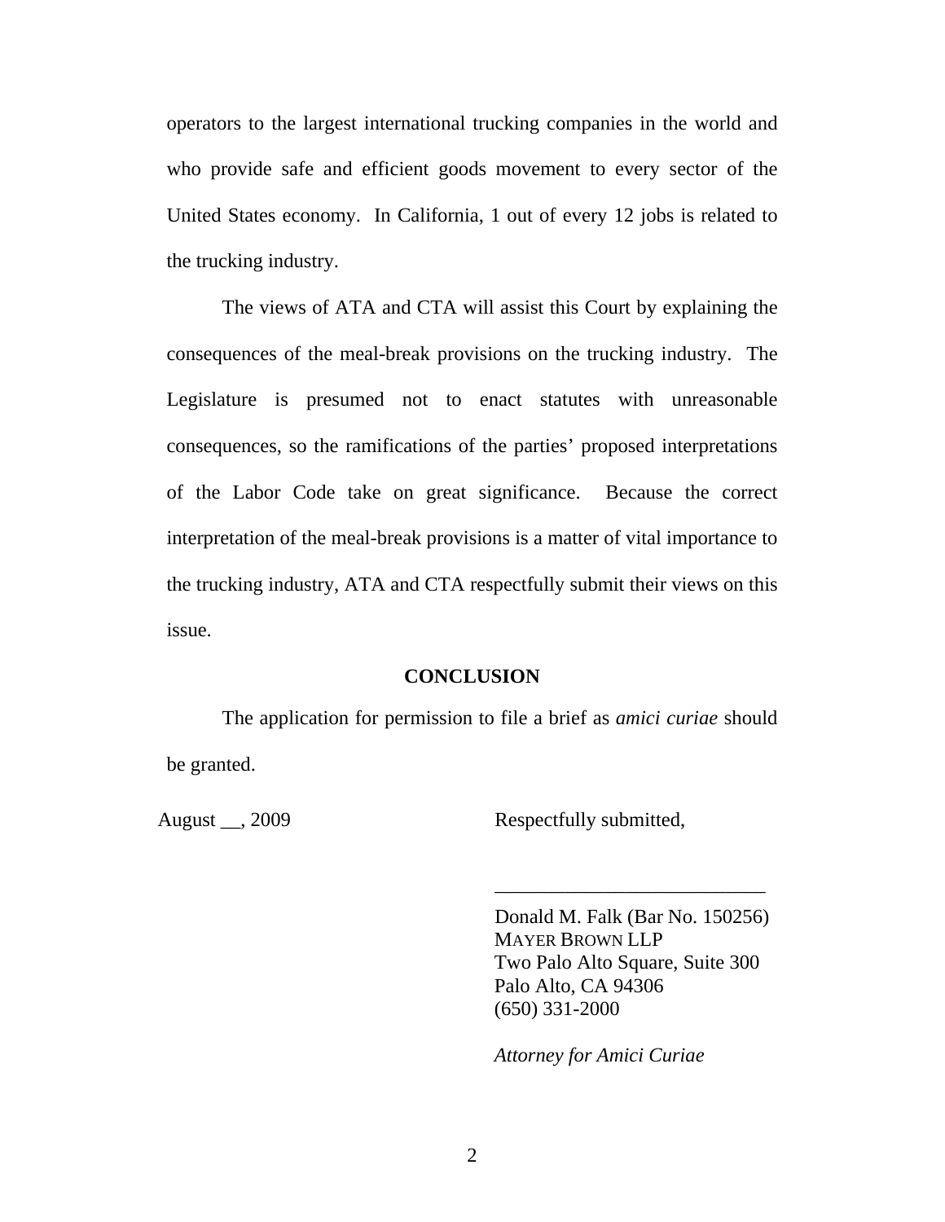operators to the largest international trucking companies in the world and who provide safe and efficient goods movement to every sector of the United States economy. In California, 1 out of every 12 jobs is related to the trucking industry.

The views of ATA and CTA will assist this Court by explaining the consequences of the meal-break provisions on the trucking industry. The Legislature is presumed not to enact statutes with unreasonable consequences, so the ramifications of the parties' proposed interpretations of the Labor Code take on great significance. Because the correct interpretation of the meal-break provisions is a matter of vital importance to the trucking industry, ATA and CTA respectfully submit their views on this issue.

## CONCLUSION

The application for permission to file a brief as *amici curiae* should be granted.

August __, 2009

Respectfully submitted,

___________________________

Donald M. Falk (Bar No. 150256)
MAYER BROWN LLP
Two Palo Alto Square, Suite 300
Palo Alto, CA 94306
(650) 331-2000

*Attorney for Amici Curiae*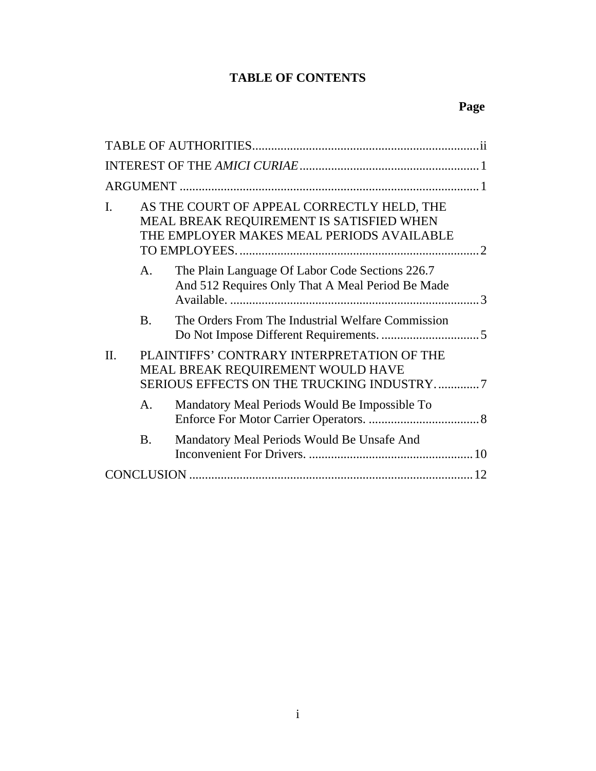# TABLE OF CONTENTS

**Page**

TABLE OF AUTHORITIES ........ ii

INTEREST OF THE *AMICI CURIAE* ........ 1

ARGUMENT ........ 1

I. AS THE COURT OF APPEAL CORRECTLY HELD, THE MEAL BREAK REQUIREMENT IS SATISFIED WHEN THE EMPLOYER MAKES MEAL PERIODS AVAILABLE TO EMPLOYEES. ........ 2

- A. The Plain Language Of Labor Code Sections 226.7 And 512 Requires Only That A Meal Period Be Made Available. ........ 3
- B. The Orders From The Industrial Welfare Commission Do Not Impose Different Requirements. ........ 5

II. PLAINTIFFS' CONTRARY INTERPRETATION OF THE MEAL BREAK REQUIREMENT WOULD HAVE SERIOUS EFFECTS ON THE TRUCKING INDUSTRY. ........ 7

- A. Mandatory Meal Periods Would Be Impossible To Enforce For Motor Carrier Operators. ........ 8
- B. Mandatory Meal Periods Would Be Unsafe And Inconvenient For Drivers. ........ 10

CONCLUSION ........ 12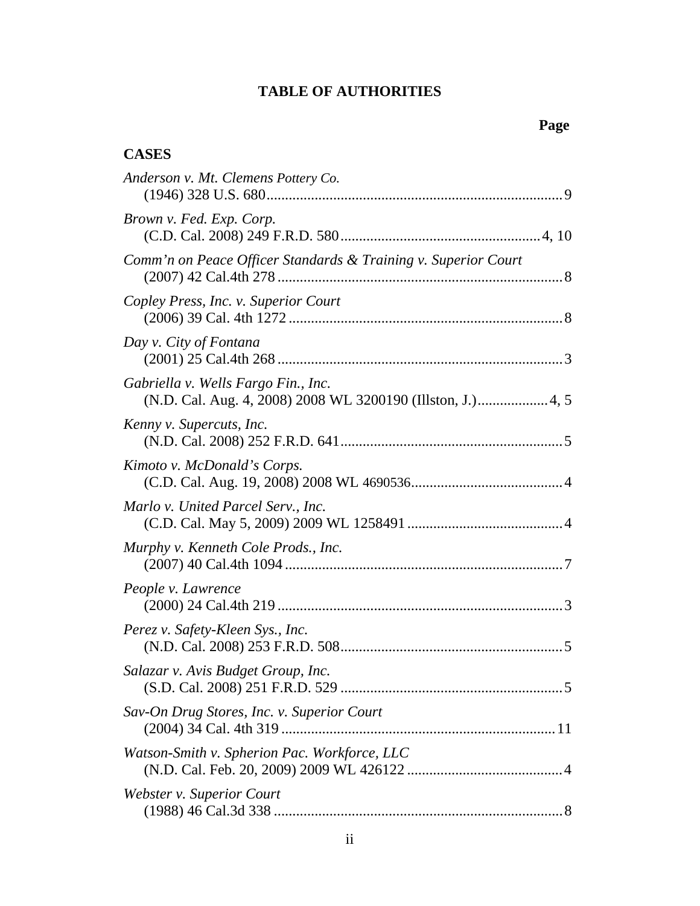# TABLE OF AUTHORITIES

**Page**

## CASES

*Anderson v. Mt. Clemens Pottery Co.*
(1946) 328 U.S. 680 ............................................................................... 9

*Brown v. Fed. Exp. Corp.*
(C.D. Cal. 2008) 249 F.R.D. 580 ..................................................... 4, 10

*Comm'n on Peace Officer Standards & Training v. Superior Court*
(2007) 42 Cal.4th 278 ............................................................................ 8

*Copley Press, Inc. v. Superior Court*
(2006) 39 Cal. 4th 1272 ......................................................................... 8

*Day v. City of Fontana*
(2001) 25 Cal.4th 268 ............................................................................ 3

*Gabriella v. Wells Fargo Fin., Inc.*
(N.D. Cal. Aug. 4, 2008) 2008 WL 3200190 (Illston, J.) .................. 4, 5

*Kenny v. Supercuts, Inc.*
(N.D. Cal. 2008) 252 F.R.D. 641 ........................................................... 5

*Kimoto v. McDonald's Corps.*
(C.D. Cal. Aug. 19, 2008) 2008 WL 4690536 ........................................ 4

*Marlo v. United Parcel Serv., Inc.*
(C.D. Cal. May 5, 2009) 2009 WL 1258491 .......................................... 4

*Murphy v. Kenneth Cole Prods., Inc.*
(2007) 40 Cal.4th 1094 .......................................................................... 7

*People v. Lawrence*
(2000) 24 Cal.4th 219 ............................................................................ 3

*Perez v. Safety-Kleen Sys., Inc.*
(N.D. Cal. 2008) 253 F.R.D. 508 ........................................................... 5

*Salazar v. Avis Budget Group, Inc.*
(S.D. Cal. 2008) 251 F.R.D. 529 ........................................................... 5

*Sav-On Drug Stores, Inc. v. Superior Court*
(2004) 34 Cal. 4th 319 ......................................................................... 11

*Watson-Smith v. Spherion Pac. Workforce, LLC*
(N.D. Cal. Feb. 20, 2009) 2009 WL 426122 .......................................... 4

*Webster v. Superior Court*
(1988) 46 Cal.3d 338 ............................................................................. 8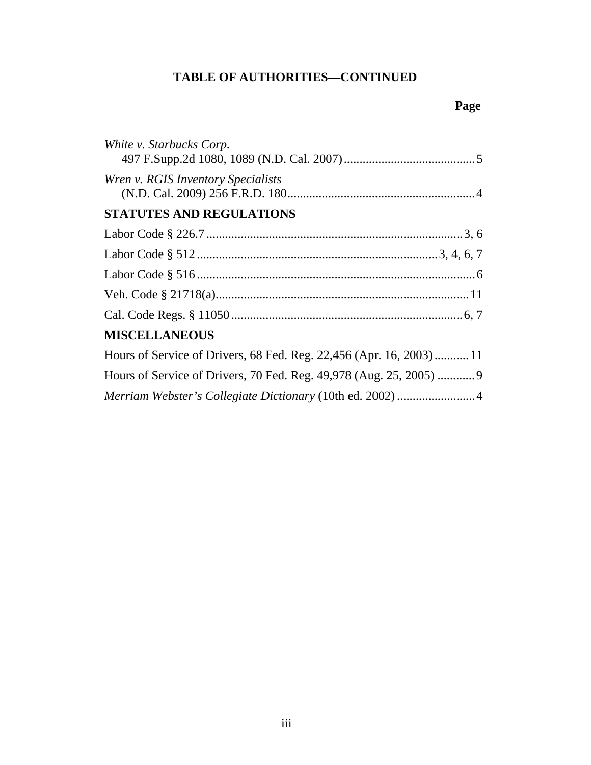**TABLE OF AUTHORITIES—CONTINUED**

**Page**

*White v. Starbucks Corp.*
497 F.Supp.2d 1080, 1089 (N.D. Cal. 2007) .......................................... 5

*Wren v. RGIS Inventory Specialists*
(N.D. Cal. 2009) 256 F.R.D. 180 ........................................................... 4

**STATUTES AND REGULATIONS**

Labor Code § 226.7 ................................................................................ 3, 6

Labor Code § 512 ............................................................................ 3, 4, 6, 7

Labor Code § 516 ........................................................................................ 6

Veh. Code § 21718(a) ................................................................................ 11

Cal. Code Regs. § 11050 ......................................................................... 6, 7

**MISCELLANEOUS**

Hours of Service of Drivers, 68 Fed. Reg. 22,456 (Apr. 16, 2003) ........... 11

Hours of Service of Drivers, 70 Fed. Reg. 49,978 (Aug. 25, 2005) ............ 9

*Merriam Webster's Collegiate Dictionary* (10th ed. 2002) ......................... 4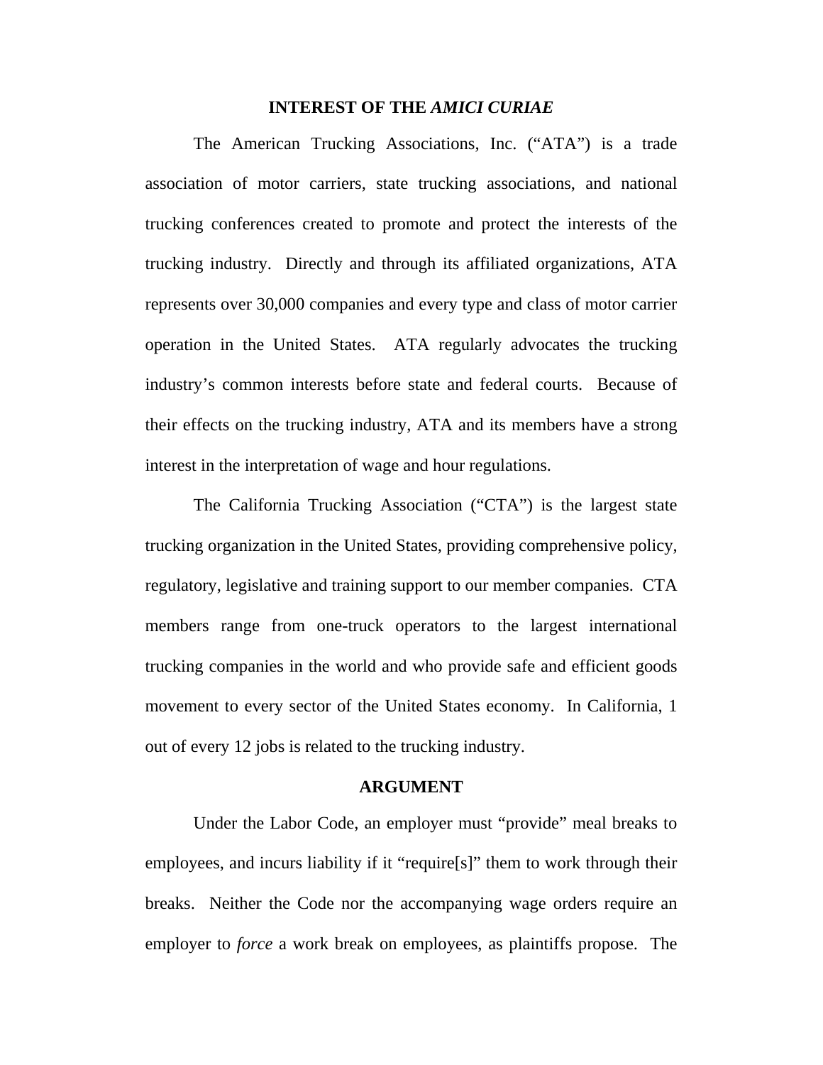## INTEREST OF THE *AMICI CURIAE*

The American Trucking Associations, Inc. ("ATA") is a trade association of motor carriers, state trucking associations, and national trucking conferences created to promote and protect the interests of the trucking industry. Directly and through its affiliated organizations, ATA represents over 30,000 companies and every type and class of motor carrier operation in the United States. ATA regularly advocates the trucking industry's common interests before state and federal courts. Because of their effects on the trucking industry, ATA and its members have a strong interest in the interpretation of wage and hour regulations.

The California Trucking Association ("CTA") is the largest state trucking organization in the United States, providing comprehensive policy, regulatory, legislative and training support to our member companies. CTA members range from one-truck operators to the largest international trucking companies in the world and who provide safe and efficient goods movement to every sector of the United States economy. In California, 1 out of every 12 jobs is related to the trucking industry.

## ARGUMENT

Under the Labor Code, an employer must "provide" meal breaks to employees, and incurs liability if it "require[s]" them to work through their breaks. Neither the Code nor the accompanying wage orders require an employer to *force* a work break on employees, as plaintiffs propose. The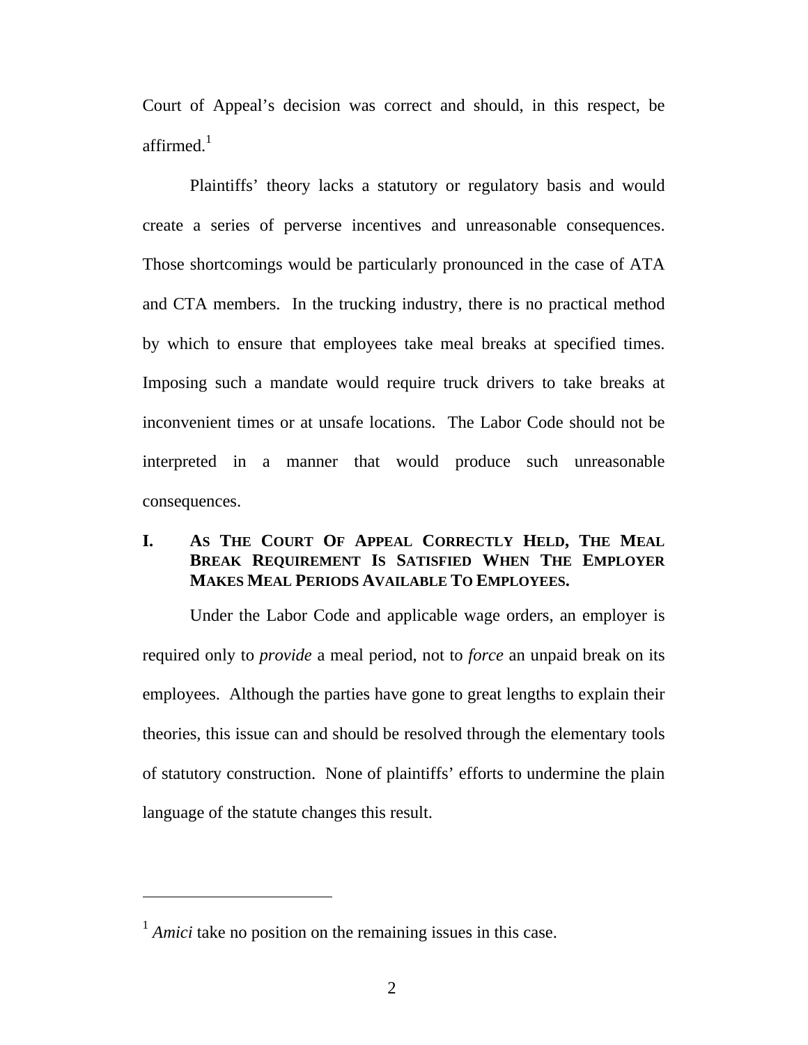Court of Appeal's decision was correct and should, in this respect, be affirmed.[1]

Plaintiffs' theory lacks a statutory or regulatory basis and would create a series of perverse incentives and unreasonable consequences. Those shortcomings would be particularly pronounced in the case of ATA and CTA members. In the trucking industry, there is no practical method by which to ensure that employees take meal breaks at specified times. Imposing such a mandate would require truck drivers to take breaks at inconvenient times or at unsafe locations. The Labor Code should not be interpreted in a manner that would produce such unreasonable consequences.

## I. AS THE COURT OF APPEAL CORRECTLY HELD, THE MEAL BREAK REQUIREMENT IS SATISFIED WHEN THE EMPLOYER MAKES MEAL PERIODS AVAILABLE TO EMPLOYEES.

Under the Labor Code and applicable wage orders, an employer is required only to *provide* a meal period, not to *force* an unpaid break on its employees. Although the parties have gone to great lengths to explain their theories, this issue can and should be resolved through the elementary tools of statutory construction. None of plaintiffs' efforts to undermine the plain language of the statute changes this result.

---

[1] *Amici* take no position on the remaining issues in this case.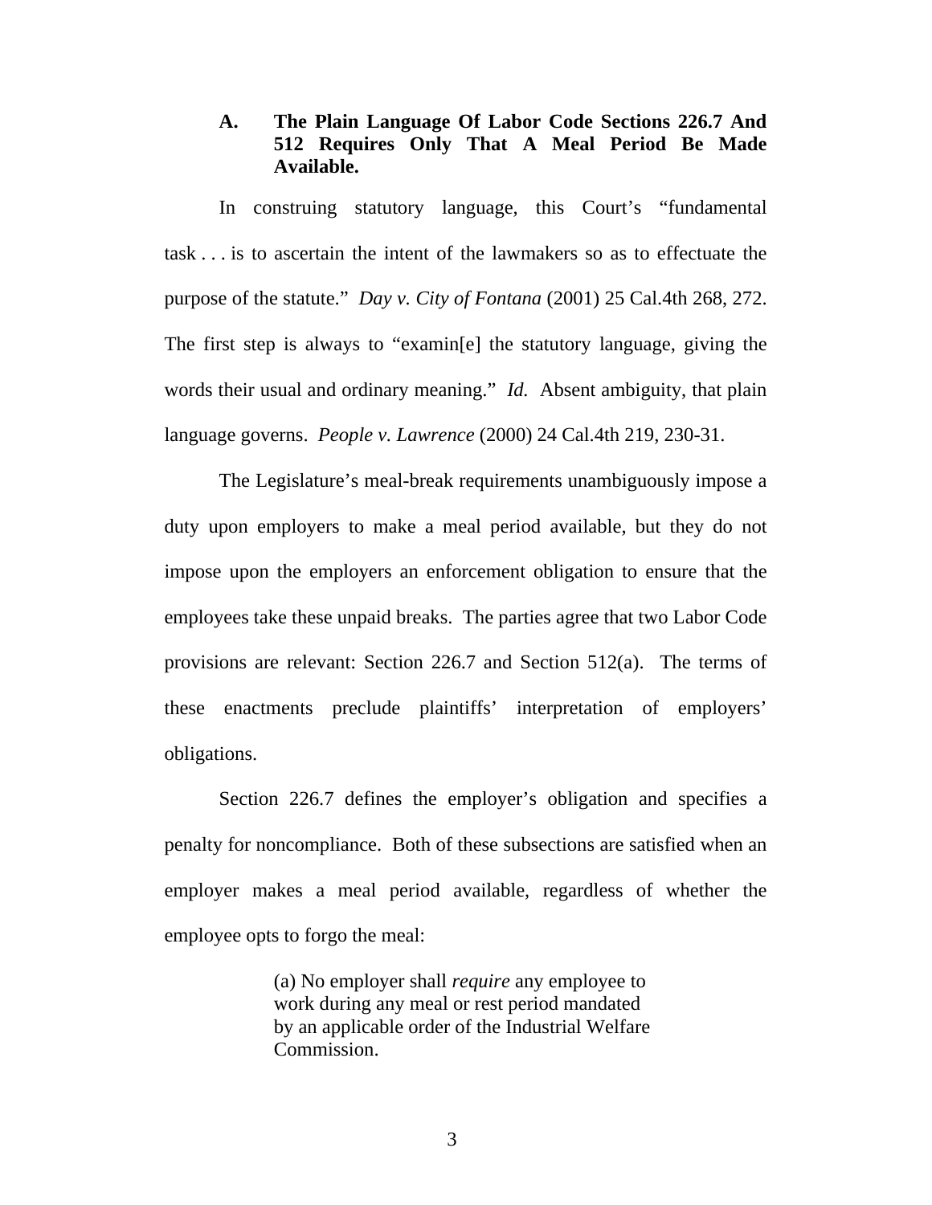### A. The Plain Language Of Labor Code Sections 226.7 And 512 Requires Only That A Meal Period Be Made Available.

In construing statutory language, this Court's "fundamental task . . . is to ascertain the intent of the lawmakers so as to effectuate the purpose of the statute." *Day v. City of Fontana* (2001) 25 Cal.4th 268, 272. The first step is always to "examin[e] the statutory language, giving the words their usual and ordinary meaning." *Id.* Absent ambiguity, that plain language governs. *People v. Lawrence* (2000) 24 Cal.4th 219, 230-31.

The Legislature's meal-break requirements unambiguously impose a duty upon employers to make a meal period available, but they do not impose upon the employers an enforcement obligation to ensure that the employees take these unpaid breaks. The parties agree that two Labor Code provisions are relevant: Section 226.7 and Section 512(a). The terms of these enactments preclude plaintiffs' interpretation of employers' obligations.

Section 226.7 defines the employer's obligation and specifies a penalty for noncompliance. Both of these subsections are satisfied when an employer makes a meal period available, regardless of whether the employee opts to forgo the meal:

> (a) No employer shall *require* any employee to work during any meal or rest period mandated by an applicable order of the Industrial Welfare Commission.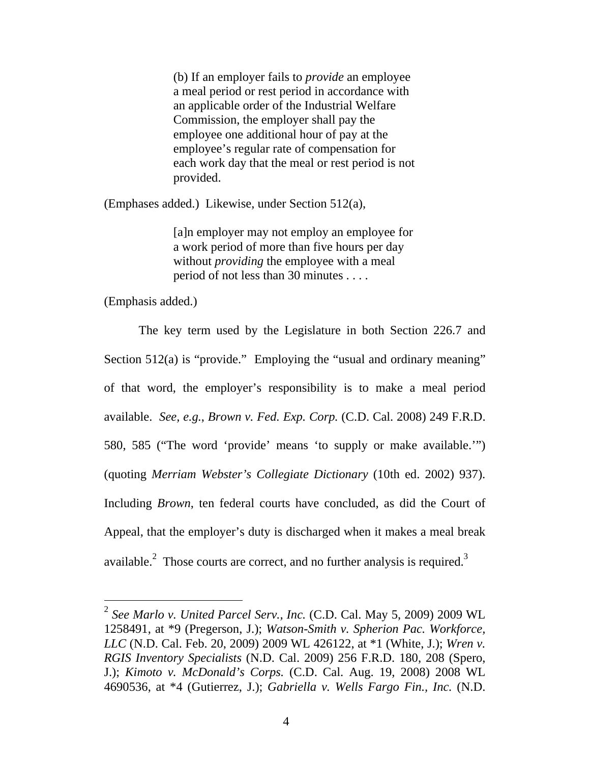> (b) If an employer fails to *provide* an employee a meal period or rest period in accordance with an applicable order of the Industrial Welfare Commission, the employer shall pay the employee one additional hour of pay at the employee's regular rate of compensation for each work day that the meal or rest period is not provided.

(Emphases added.) Likewise, under Section 512(a),

> [a]n employer may not employ an employee for a work period of more than five hours per day without *providing* the employee with a meal period of not less than 30 minutes . . . .

(Emphasis added.)

The key term used by the Legislature in both Section 226.7 and Section 512(a) is "provide." Employing the "usual and ordinary meaning" of that word, the employer's responsibility is to make a meal period available. *See, e.g.*, *Brown v. Fed. Exp. Corp.* (C.D. Cal. 2008) 249 F.R.D. 580, 585 ("The word 'provide' means 'to supply or make available.'") (quoting *Merriam Webster's Collegiate Dictionary* (10th ed. 2002) 937). Including *Brown*, ten federal courts have concluded, as did the Court of Appeal, that the employer's duty is discharged when it makes a meal break available.[2] Those courts are correct, and no further analysis is required.[3]

---

[2] *See Marlo v. United Parcel Serv., Inc.* (C.D. Cal. May 5, 2009) 2009 WL 1258491, at *9 (Pregerson, J.); *Watson-Smith v. Spherion Pac. Workforce, LLC* (N.D. Cal. Feb. 20, 2009) 2009 WL 426122, at *1 (White, J.); *Wren v. RGIS Inventory Specialists* (N.D. Cal. 2009) 256 F.R.D. 180, 208 (Spero, J.); *Kimoto v. McDonald's Corps.* (C.D. Cal. Aug. 19, 2008) 2008 WL 4690536, at *4 (Gutierrez, J.); *Gabriella v. Wells Fargo Fin., Inc.* (N.D.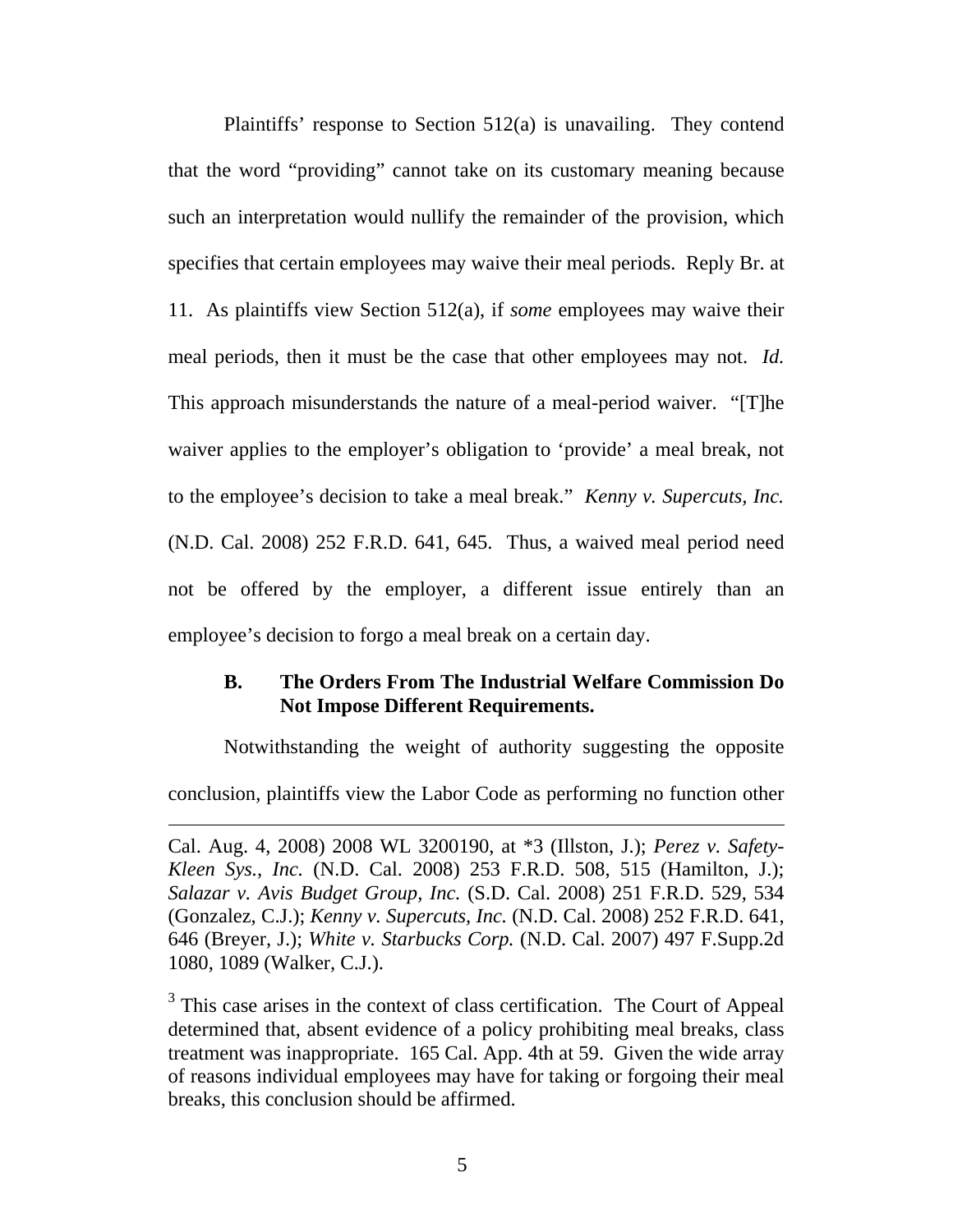Plaintiffs' response to Section 512(a) is unavailing. They contend that the word "providing" cannot take on its customary meaning because such an interpretation would nullify the remainder of the provision, which specifies that certain employees may waive their meal periods. Reply Br. at 11. As plaintiffs view Section 512(a), if *some* employees may waive their meal periods, then it must be the case that other employees may not. *Id.* This approach misunderstands the nature of a meal-period waiver. "[T]he waiver applies to the employer's obligation to 'provide' a meal break, not to the employee's decision to take a meal break." *Kenny v. Supercuts, Inc.* (N.D. Cal. 2008) 252 F.R.D. 641, 645. Thus, a waived meal period need not be offered by the employer, a different issue entirely than an employee's decision to forgo a meal break on a certain day.

### B. The Orders From The Industrial Welfare Commission Do Not Impose Different Requirements.

Notwithstanding the weight of authority suggesting the opposite conclusion, plaintiffs view the Labor Code as performing no function other

---

Cal. Aug. 4, 2008) 2008 WL 3200190, at *3 (Illston, J.); *Perez v. Safety-Kleen Sys., Inc.* (N.D. Cal. 2008) 253 F.R.D. 508, 515 (Hamilton, J.); *Salazar v. Avis Budget Group, Inc.* (S.D. Cal. 2008) 251 F.R.D. 529, 534 (Gonzalez, C.J.); *Kenny v. Supercuts, Inc.* (N.D. Cal. 2008) 252 F.R.D. 641, 646 (Breyer, J.); *White v. Starbucks Corp.* (N.D. Cal. 2007) 497 F.Supp.2d 1080, 1089 (Walker, C.J.).

[3] This case arises in the context of class certification. The Court of Appeal determined that, absent evidence of a policy prohibiting meal breaks, class treatment was inappropriate. 165 Cal. App. 4th at 59. Given the wide array of reasons individual employees may have for taking or forgoing their meal breaks, this conclusion should be affirmed.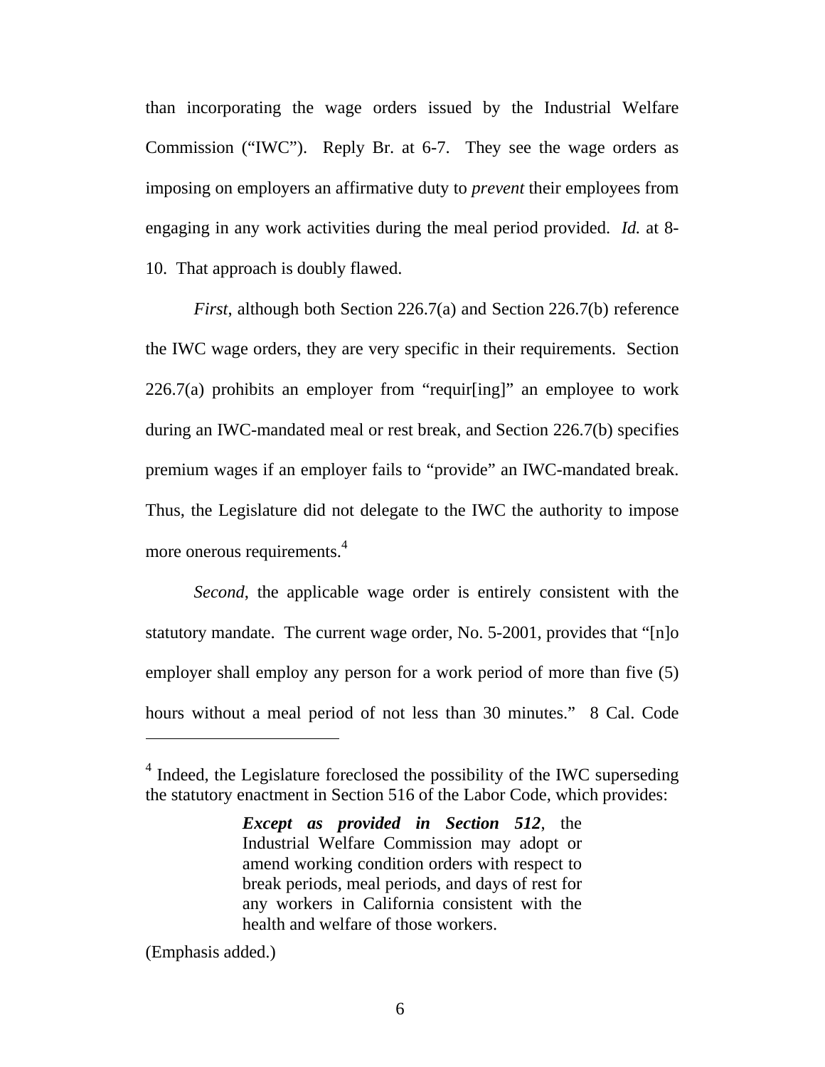than incorporating the wage orders issued by the Industrial Welfare Commission ("IWC"). Reply Br. at 6-7. They see the wage orders as imposing on employers an affirmative duty to *prevent* their employees from engaging in any work activities during the meal period provided. *Id.* at 8-10. That approach is doubly flawed.

*First*, although both Section 226.7(a) and Section 226.7(b) reference the IWC wage orders, they are very specific in their requirements. Section 226.7(a) prohibits an employer from "requir[ing]" an employee to work during an IWC-mandated meal or rest break, and Section 226.7(b) specifies premium wages if an employer fails to "provide" an IWC-mandated break. Thus, the Legislature did not delegate to the IWC the authority to impose more onerous requirements.[4]

*Second*, the applicable wage order is entirely consistent with the statutory mandate. The current wage order, No. 5-2001, provides that "[n]o employer shall employ any person for a work period of more than five (5) hours without a meal period of not less than 30 minutes." 8 Cal. Code

---

[4] Indeed, the Legislature foreclosed the possibility of the IWC superseding the statutory enactment in Section 516 of the Labor Code, which provides:

> ***Except as provided in Section 512***, the Industrial Welfare Commission may adopt or amend working condition orders with respect to break periods, meal periods, and days of rest for any workers in California consistent with the health and welfare of those workers.

(Emphasis added.)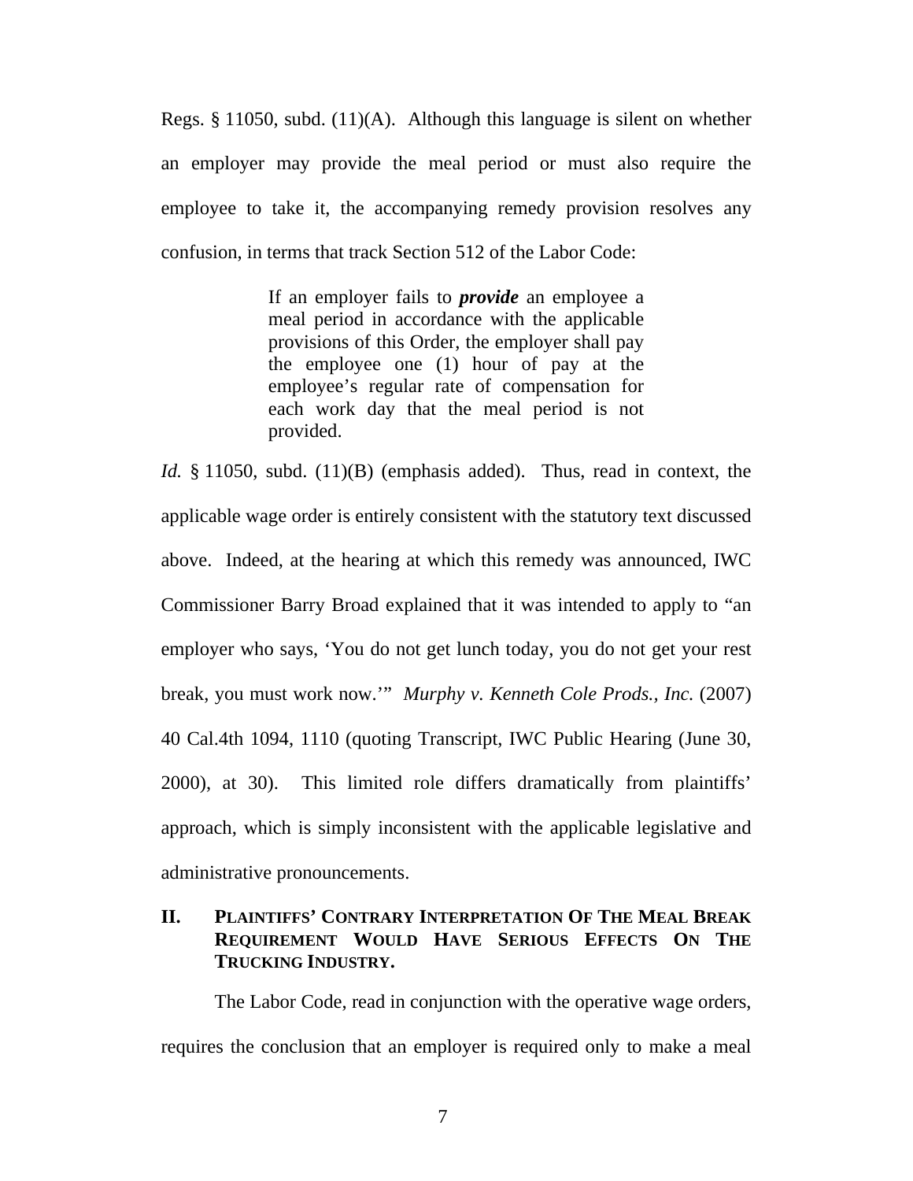Regs. § 11050, subd. (11)(A). Although this language is silent on whether an employer may provide the meal period or must also require the employee to take it, the accompanying remedy provision resolves any confusion, in terms that track Section 512 of the Labor Code:

> If an employer fails to ***provide*** an employee a meal period in accordance with the applicable provisions of this Order, the employer shall pay the employee one (1) hour of pay at the employee's regular rate of compensation for each work day that the meal period is not provided.

*Id.* § 11050, subd. (11)(B) (emphasis added). Thus, read in context, the applicable wage order is entirely consistent with the statutory text discussed above. Indeed, at the hearing at which this remedy was announced, IWC Commissioner Barry Broad explained that it was intended to apply to "an employer who says, 'You do not get lunch today, you do not get your rest break, you must work now.'" *Murphy v. Kenneth Cole Prods., Inc.* (2007) 40 Cal.4th 1094, 1110 (quoting Transcript, IWC Public Hearing (June 30, 2000), at 30). This limited role differs dramatically from plaintiffs' approach, which is simply inconsistent with the applicable legislative and administrative pronouncements.

## II. PLAINTIFFS' CONTRARY INTERPRETATION OF THE MEAL BREAK REQUIREMENT WOULD HAVE SERIOUS EFFECTS ON THE TRUCKING INDUSTRY.

The Labor Code, read in conjunction with the operative wage orders, requires the conclusion that an employer is required only to make a meal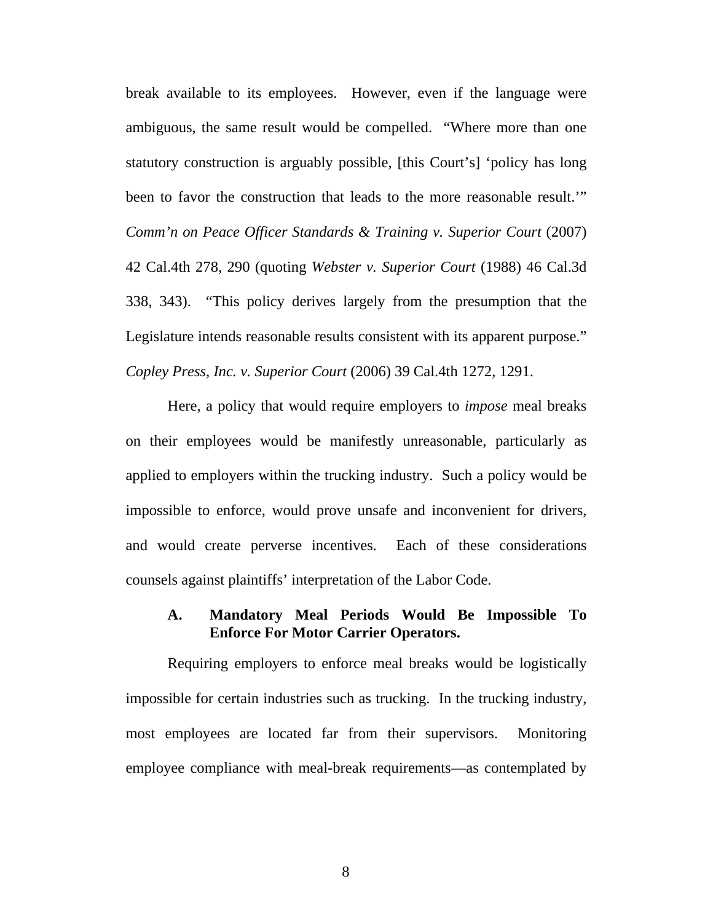break available to its employees. However, even if the language were ambiguous, the same result would be compelled. "Where more than one statutory construction is arguably possible, [this Court's] 'policy has long been to favor the construction that leads to the more reasonable result.'" *Comm'n on Peace Officer Standards & Training v. Superior Court* (2007) 42 Cal.4th 278, 290 (quoting *Webster v. Superior Court* (1988) 46 Cal.3d 338, 343). "This policy derives largely from the presumption that the Legislature intends reasonable results consistent with its apparent purpose." *Copley Press, Inc. v. Superior Court* (2006) 39 Cal.4th 1272, 1291.

Here, a policy that would require employers to *impose* meal breaks on their employees would be manifestly unreasonable, particularly as applied to employers within the trucking industry. Such a policy would be impossible to enforce, would prove unsafe and inconvenient for drivers, and would create perverse incentives. Each of these considerations counsels against plaintiffs' interpretation of the Labor Code.

### A. Mandatory Meal Periods Would Be Impossible To Enforce For Motor Carrier Operators.

Requiring employers to enforce meal breaks would be logistically impossible for certain industries such as trucking. In the trucking industry, most employees are located far from their supervisors. Monitoring employee compliance with meal-break requirements—as contemplated by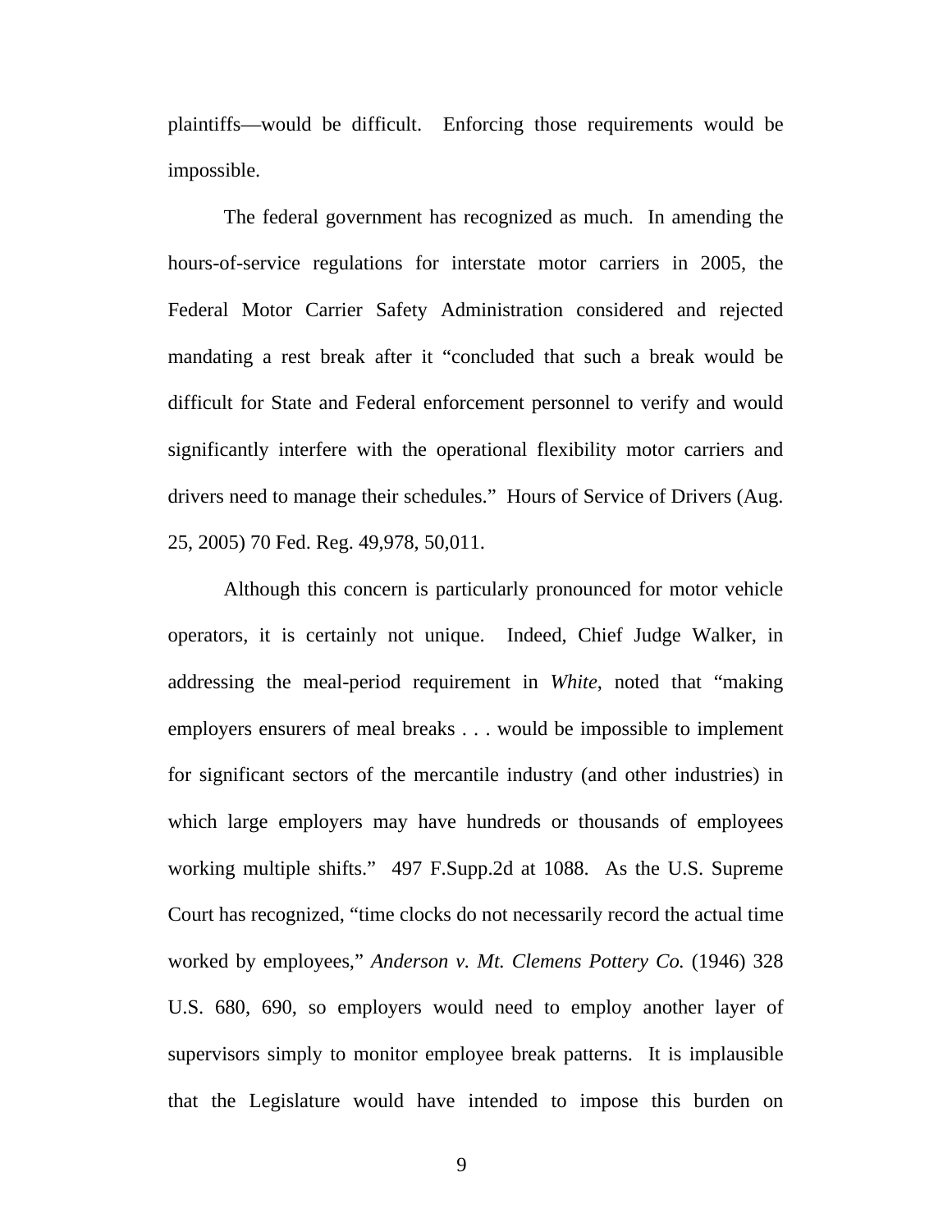plaintiffs—would be difficult. Enforcing those requirements would be impossible.

The federal government has recognized as much. In amending the hours-of-service regulations for interstate motor carriers in 2005, the Federal Motor Carrier Safety Administration considered and rejected mandating a rest break after it "concluded that such a break would be difficult for State and Federal enforcement personnel to verify and would significantly interfere with the operational flexibility motor carriers and drivers need to manage their schedules." Hours of Service of Drivers (Aug. 25, 2005) 70 Fed. Reg. 49,978, 50,011.

Although this concern is particularly pronounced for motor vehicle operators, it is certainly not unique. Indeed, Chief Judge Walker, in addressing the meal-period requirement in *White*, noted that "making employers ensurers of meal breaks . . . would be impossible to implement for significant sectors of the mercantile industry (and other industries) in which large employers may have hundreds or thousands of employees working multiple shifts." 497 F.Supp.2d at 1088. As the U.S. Supreme Court has recognized, "time clocks do not necessarily record the actual time worked by employees," *Anderson v. Mt. Clemens Pottery Co.* (1946) 328 U.S. 680, 690, so employers would need to employ another layer of supervisors simply to monitor employee break patterns. It is implausible that the Legislature would have intended to impose this burden on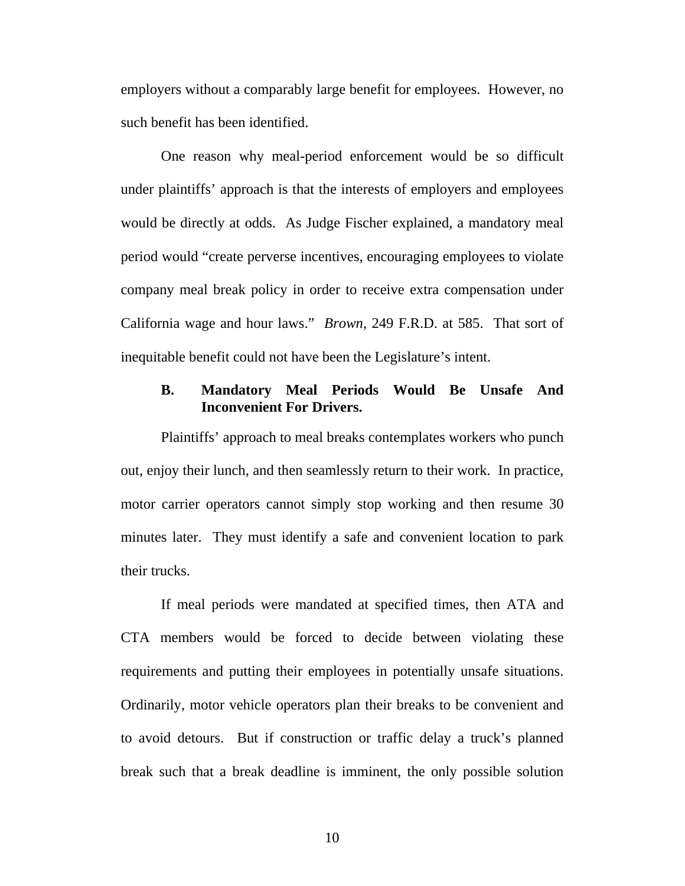employers without a comparably large benefit for employees. However, no such benefit has been identified.

One reason why meal-period enforcement would be so difficult under plaintiffs' approach is that the interests of employers and employees would be directly at odds. As Judge Fischer explained, a mandatory meal period would "create perverse incentives, encouraging employees to violate company meal break policy in order to receive extra compensation under California wage and hour laws." *Brown*, 249 F.R.D. at 585. That sort of inequitable benefit could not have been the Legislature's intent.

### B. Mandatory Meal Periods Would Be Unsafe And Inconvenient For Drivers.

Plaintiffs' approach to meal breaks contemplates workers who punch out, enjoy their lunch, and then seamlessly return to their work. In practice, motor carrier operators cannot simply stop working and then resume 30 minutes later. They must identify a safe and convenient location to park their trucks.

If meal periods were mandated at specified times, then ATA and CTA members would be forced to decide between violating these requirements and putting their employees in potentially unsafe situations. Ordinarily, motor vehicle operators plan their breaks to be convenient and to avoid detours. But if construction or traffic delay a truck's planned break such that a break deadline is imminent, the only possible solution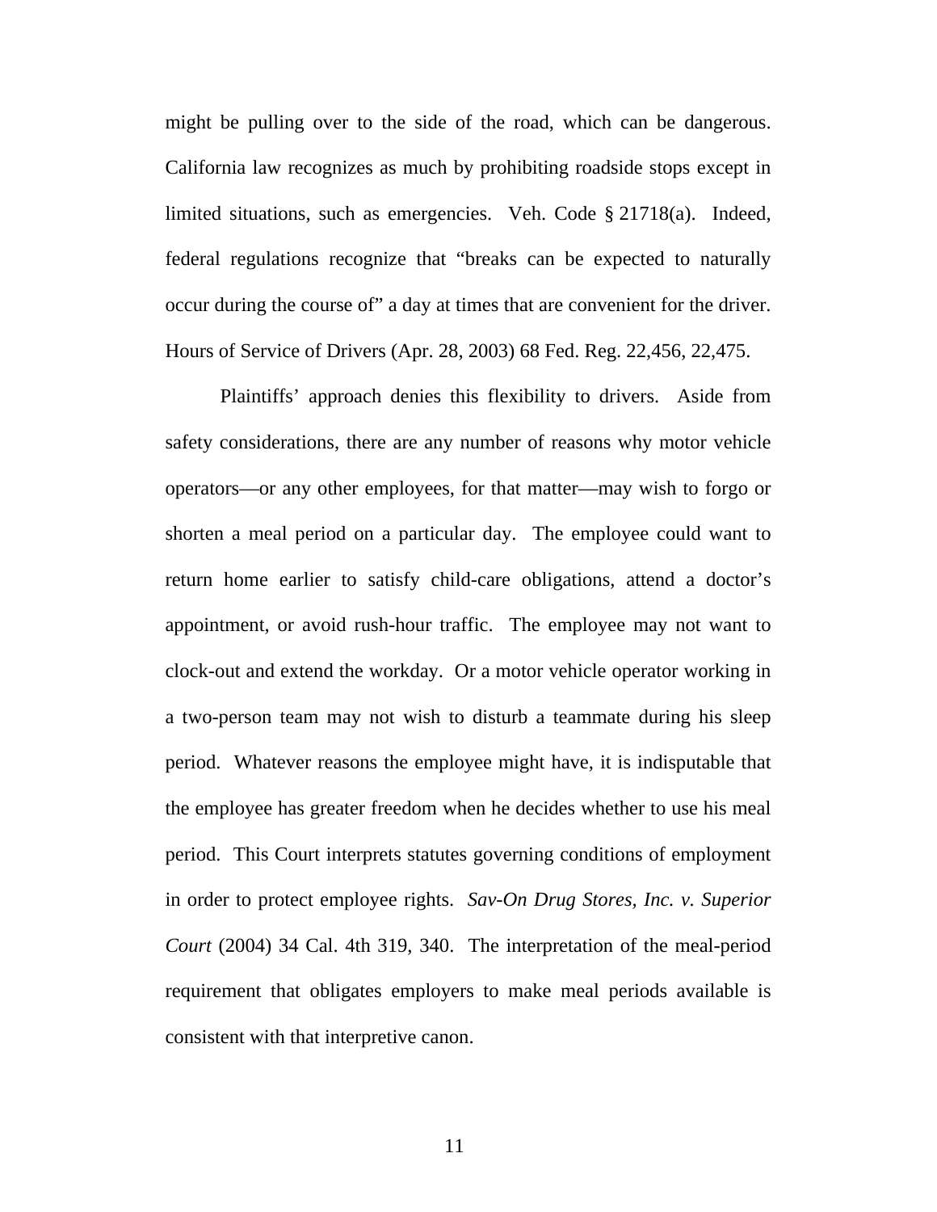might be pulling over to the side of the road, which can be dangerous. California law recognizes as much by prohibiting roadside stops except in limited situations, such as emergencies. Veh. Code § 21718(a). Indeed, federal regulations recognize that "breaks can be expected to naturally occur during the course of" a day at times that are convenient for the driver. Hours of Service of Drivers (Apr. 28, 2003) 68 Fed. Reg. 22,456, 22,475.

Plaintiffs' approach denies this flexibility to drivers. Aside from safety considerations, there are any number of reasons why motor vehicle operators—or any other employees, for that matter—may wish to forgo or shorten a meal period on a particular day. The employee could want to return home earlier to satisfy child-care obligations, attend a doctor's appointment, or avoid rush-hour traffic. The employee may not want to clock-out and extend the workday. Or a motor vehicle operator working in a two-person team may not wish to disturb a teammate during his sleep period. Whatever reasons the employee might have, it is indisputable that the employee has greater freedom when he decides whether to use his meal period. This Court interprets statutes governing conditions of employment in order to protect employee rights. *Sav-On Drug Stores, Inc. v. Superior Court* (2004) 34 Cal. 4th 319, 340. The interpretation of the meal-period requirement that obligates employers to make meal periods available is consistent with that interpretive canon.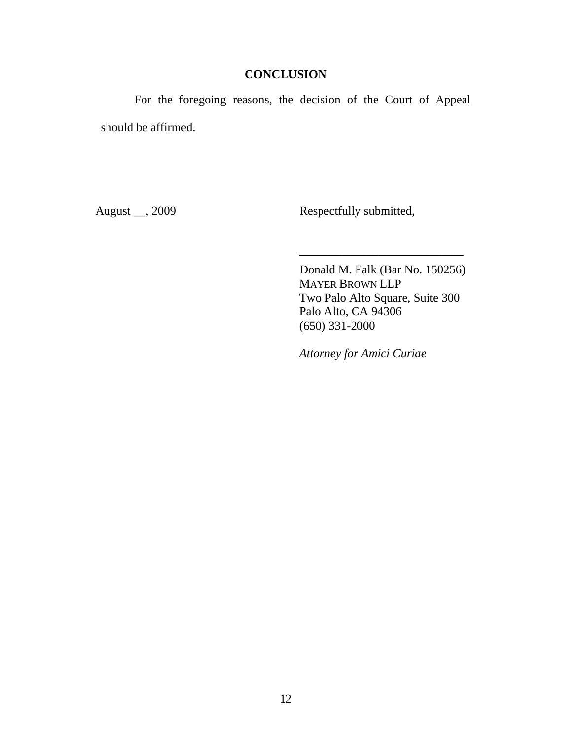## CONCLUSION

For the foregoing reasons, the decision of the Court of Appeal should be affirmed.

August __, 2009

Respectfully submitted,

___________________________

Donald M. Falk (Bar No. 150256)
MAYER BROWN LLP
Two Palo Alto Square, Suite 300
Palo Alto, CA 94306
(650) 331-2000

*Attorney for Amici Curiae*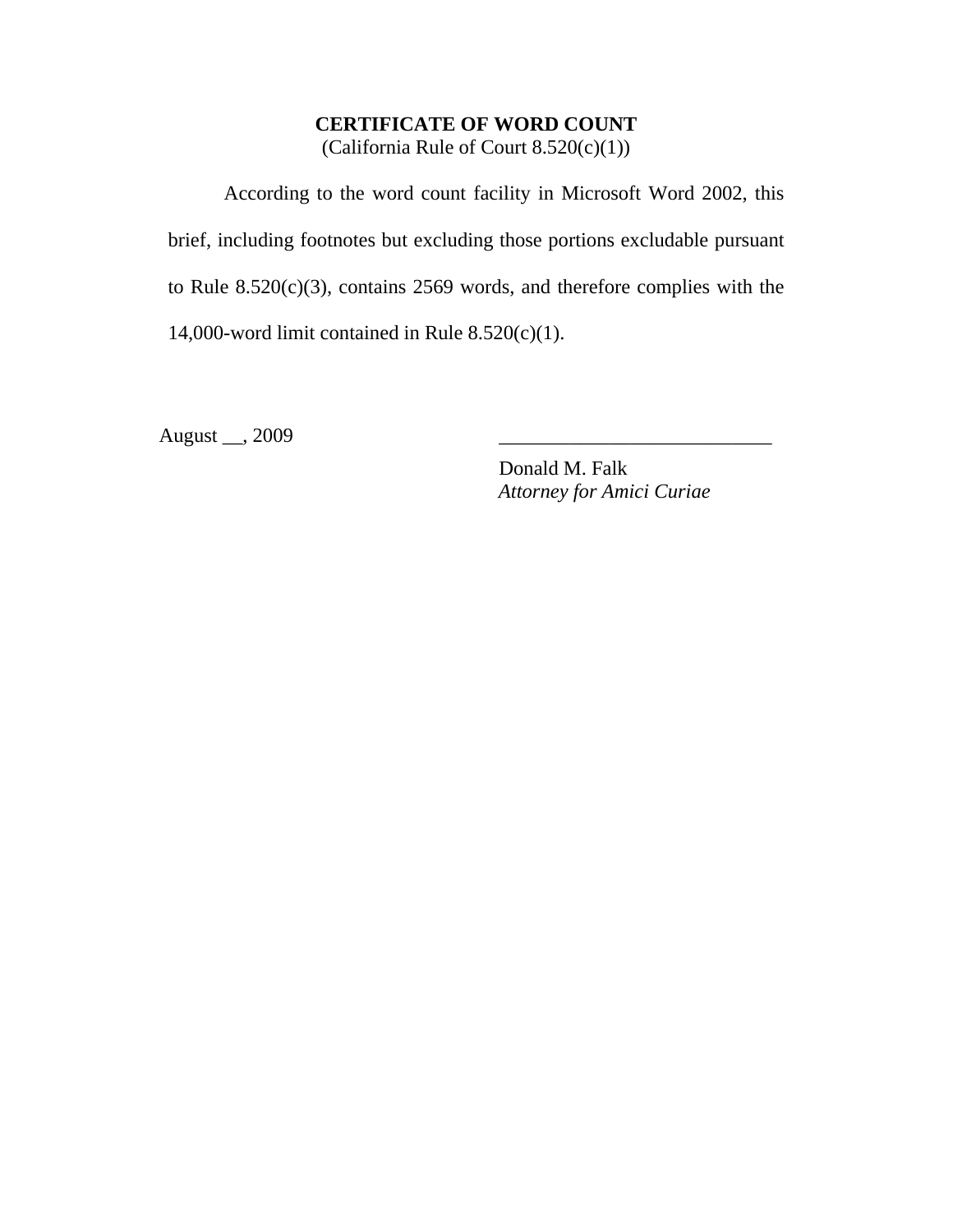**CERTIFICATE OF WORD COUNT**
(California Rule of Court 8.520(c)(1))

According to the word count facility in Microsoft Word 2002, this brief, including footnotes but excluding those portions excludable pursuant to Rule 8.520(c)(3), contains 2569 words, and therefore complies with the 14,000-word limit contained in Rule 8.520(c)(1).

August __, 2009

___________________________

Donald M. Falk
*Attorney for Amici Curiae*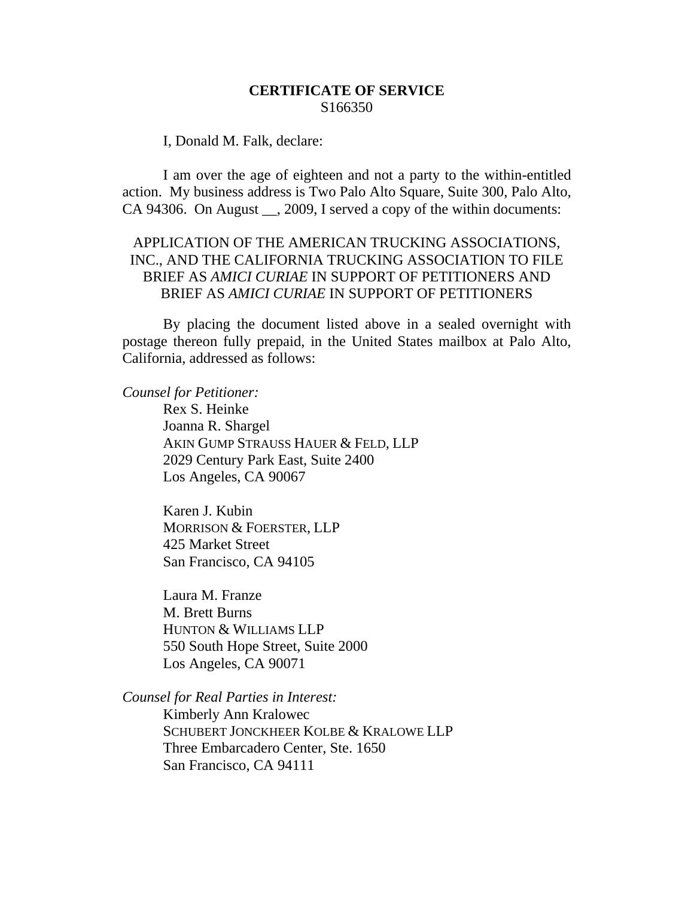**CERTIFICATE OF SERVICE**
S166350

I, Donald M. Falk, declare:

I am over the age of eighteen and not a party to the within-entitled action. My business address is Two Palo Alto Square, Suite 300, Palo Alto, CA 94306. On August __, 2009, I served a copy of the within documents:

APPLICATION OF THE AMERICAN TRUCKING ASSOCIATIONS, INC., AND THE CALIFORNIA TRUCKING ASSOCIATION TO FILE BRIEF AS *AMICI CURIAE* IN SUPPORT OF PETITIONERS AND BRIEF AS *AMICI CURIAE* IN SUPPORT OF PETITIONERS

By placing the document listed above in a sealed overnight with postage thereon fully prepaid, in the United States mailbox at Palo Alto, California, addressed as follows:

*Counsel for Petitioner:*

Rex S. Heinke
Joanna R. Shargel
AKIN GUMP STRAUSS HAUER & FELD, LLP
2029 Century Park East, Suite 2400
Los Angeles, CA 90067

Karen J. Kubin
MORRISON & FOERSTER, LLP
425 Market Street
San Francisco, CA 94105

Laura M. Franze
M. Brett Burns
HUNTON & WILLIAMS LLP
550 South Hope Street, Suite 2000
Los Angeles, CA 90071

*Counsel for Real Parties in Interest:*

Kimberly Ann Kralowec
SCHUBERT JONCKHEER KOLBE & KRALOWE LLP
Three Embarcadero Center, Ste. 1650
San Francisco, CA 94111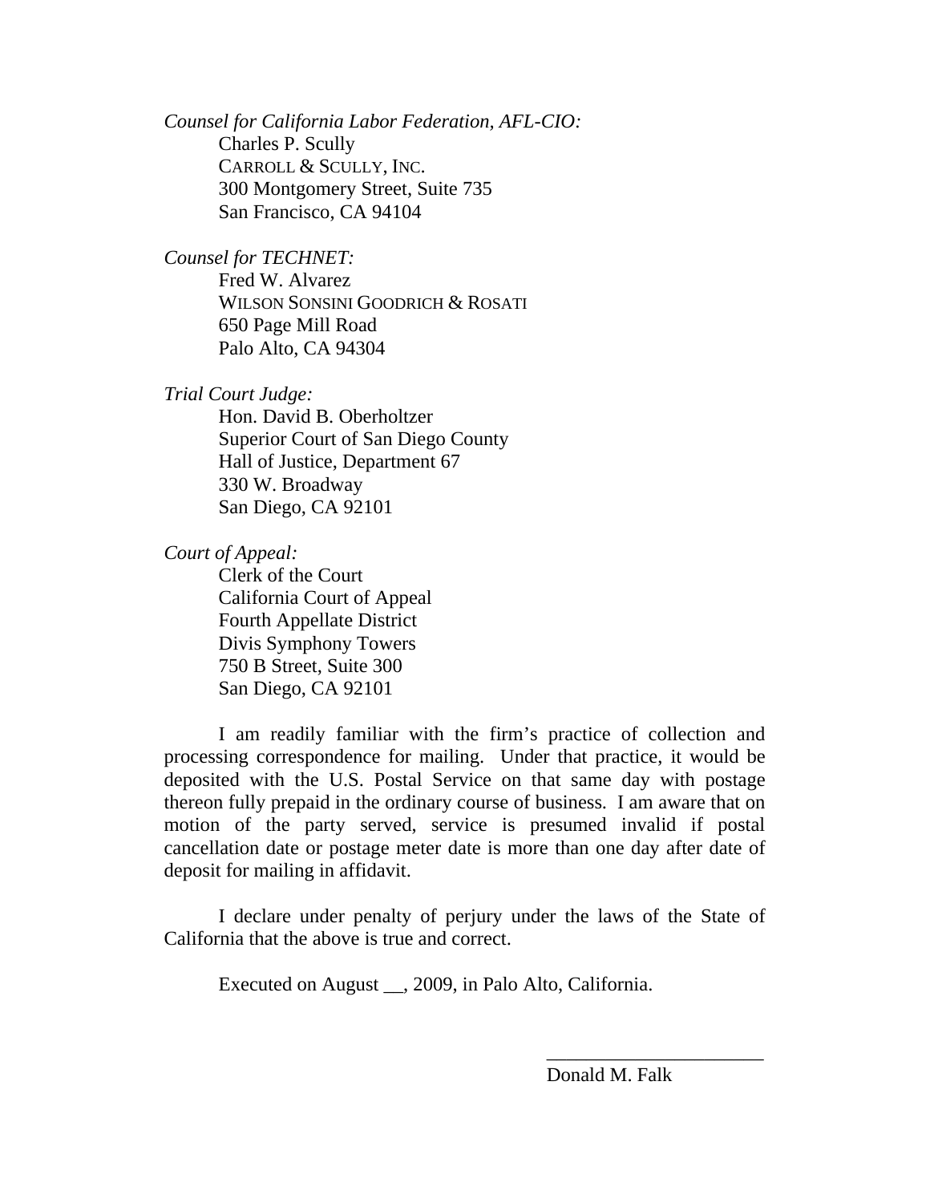*Counsel for California Labor Federation, AFL-CIO:*

Charles P. Scully
CARROLL & SCULLY, INC.
300 Montgomery Street, Suite 735
San Francisco, CA 94104

*Counsel for TECHNET:*

Fred W. Alvarez
WILSON SONSINI GOODRICH & ROSATI
650 Page Mill Road
Palo Alto, CA 94304

*Trial Court Judge:*

Hon. David B. Oberholtzer
Superior Court of San Diego County
Hall of Justice, Department 67
330 W. Broadway
San Diego, CA 92101

*Court of Appeal:*

Clerk of the Court
California Court of Appeal
Fourth Appellate District
Divis Symphony Towers
750 B Street, Suite 300
San Diego, CA 92101

I am readily familiar with the firm's practice of collection and processing correspondence for mailing. Under that practice, it would be deposited with the U.S. Postal Service on that same day with postage thereon fully prepaid in the ordinary course of business. I am aware that on motion of the party served, service is presumed invalid if postal cancellation date or postage meter date is more than one day after date of deposit for mailing in affidavit.

I declare under penalty of perjury under the laws of the State of California that the above is true and correct.

Executed on August __, 2009, in Palo Alto, California.

\_\_\_\_\_\_\_\_\_\_\_\_\_\_\_\_\_\_\_\_\_\_\_
Donald M. Falk